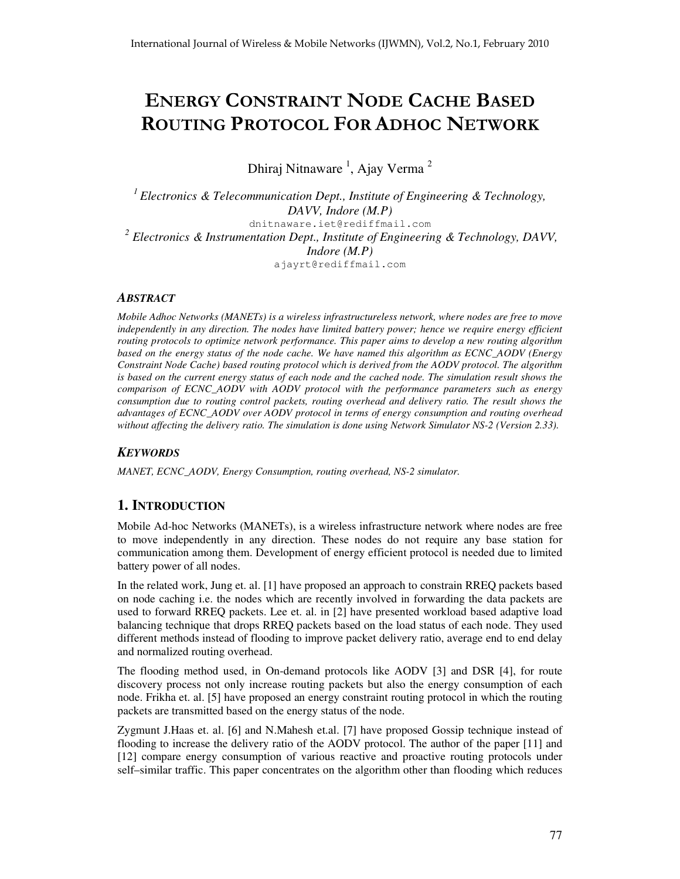# ENERGY CONSTRAINT NODE CACHE BASED ROUTING PROTOCOL FOR ADHOC NETWORK

Dhiraj Nitnaware [1], Ajay Verma [2]

[1] *Electronics & Telecommunication Dept., Institute of Engineering & Technology, DAVV, Indore (M.P)*
dnitnaware.iet@rediffmail.com

[2] *Electronics & Instrumentation Dept., Institute of Engineering & Technology, DAVV, Indore (M.P)*
ajayrt@rediffmail.com

## ABSTRACT

*Mobile Adhoc Networks (MANETs) is a wireless infrastructureless network, where nodes are free to move independently in any direction. The nodes have limited battery power; hence we require energy efficient routing protocols to optimize network performance. This paper aims to develop a new routing algorithm based on the energy status of the node cache. We have named this algorithm as ECNC_AODV (Energy Constraint Node Cache) based routing protocol which is derived from the AODV protocol. The algorithm is based on the current energy status of each node and the cached node. The simulation result shows the comparison of ECNC_AODV with AODV protocol with the performance parameters such as energy consumption due to routing control packets, routing overhead and delivery ratio. The result shows the advantages of ECNC_AODV over AODV protocol in terms of energy consumption and routing overhead without affecting the delivery ratio. The simulation is done using Network Simulator NS-2 (Version 2.33).*

## KEYWORDS

*MANET, ECNC_AODV, Energy Consumption, routing overhead, NS-2 simulator.*

## 1. INTRODUCTION

Mobile Ad-hoc Networks (MANETs), is a wireless infrastructure network where nodes are free to move independently in any direction. These nodes do not require any base station for communication among them. Development of energy efficient protocol is needed due to limited battery power of all nodes.

In the related work, Jung et. al. [1] have proposed an approach to constrain RREQ packets based on node caching i.e. the nodes which are recently involved in forwarding the data packets are used to forward RREQ packets. Lee et. al. in [2] have presented workload based adaptive load balancing technique that drops RREQ packets based on the load status of each node. They used different methods instead of flooding to improve packet delivery ratio, average end to end delay and normalized routing overhead.

The flooding method used, in On-demand protocols like AODV [3] and DSR [4], for route discovery process not only increase routing packets but also the energy consumption of each node. Frikha et. al. [5] have proposed an energy constraint routing protocol in which the routing packets are transmitted based on the energy status of the node.

Zygmunt J.Haas et. al. [6] and N.Mahesh et.al. [7] have proposed Gossip technique instead of flooding to increase the delivery ratio of the AODV protocol. The author of the paper [11] and [12] compare energy consumption of various reactive and proactive routing protocols under self–similar traffic. This paper concentrates on the algorithm other than flooding which reduces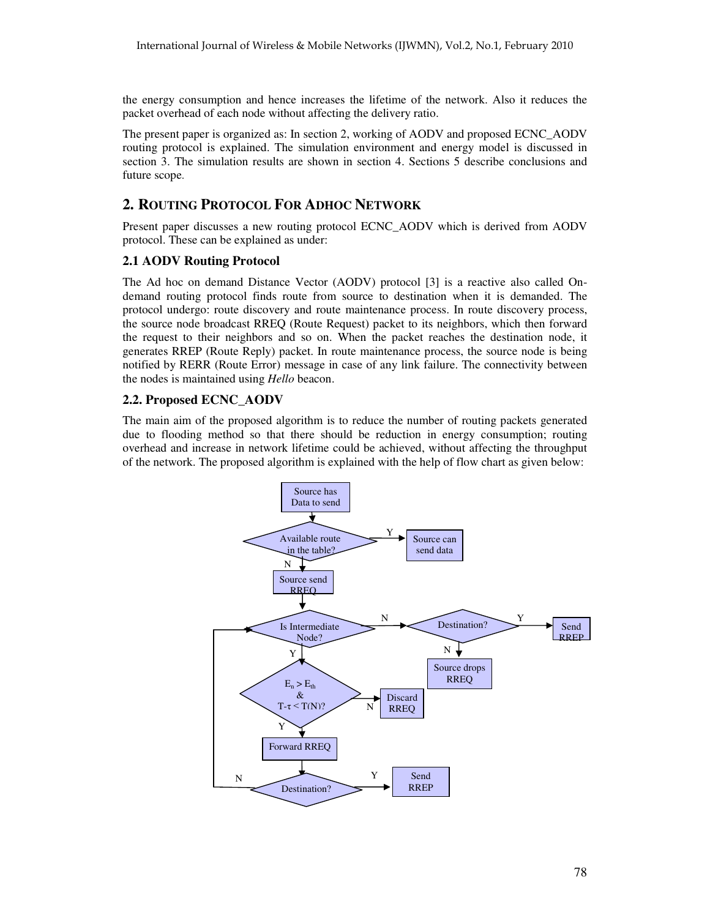the energy consumption and hence increases the lifetime of the network. Also it reduces the packet overhead of each node without affecting the delivery ratio.

The present paper is organized as: In section 2, working of AODV and proposed ECNC_AODV routing protocol is explained. The simulation environment and energy model is discussed in section 3. The simulation results are shown in section 4. Sections 5 describe conclusions and future scope.

## 2. ROUTING PROTOCOL FOR ADHOC NETWORK

Present paper discusses a new routing protocol ECNC_AODV which is derived from AODV protocol. These can be explained as under:

### 2.1 AODV Routing Protocol

The Ad hoc on demand Distance Vector (AODV) protocol [3] is a reactive also called On-demand routing protocol finds route from source to destination when it is demanded. The protocol undergo: route discovery and route maintenance process. In route discovery process, the source node broadcast RREQ (Route Request) packet to its neighbors, which then forward the request to their neighbors and so on. When the packet reaches the destination node, it generates RREP (Route Reply) packet. In route maintenance process, the source node is being notified by RERR (Route Error) message in case of any link failure. The connectivity between the nodes is maintained using *Hello* beacon.

### 2.2. Proposed ECNC_AODV

The main aim of the proposed algorithm is to reduce the number of routing packets generated due to flooding method so that there should be reduction in energy consumption; routing overhead and increase in network lifetime could be achieved, without affecting the throughput of the network. The proposed algorithm is explained with the help of flow chart as given below:

Source has Data to send

Available route in the table? — Y: Source can send data; N: Source send RREQ

Is Intermediate Node? — N: Destination? (Y: Send RREP; N: Source drops RREQ); Y: $E_n > E_{th}$ & $T\text{-}\tau < T(N)$?

$E_n > E_{th}$ & $T\text{-}\tau < T(N)$? — N: Discard RREQ; Y: Forward RREQ

Destination? — Y: Send RREP; N: back to Is Intermediate Node?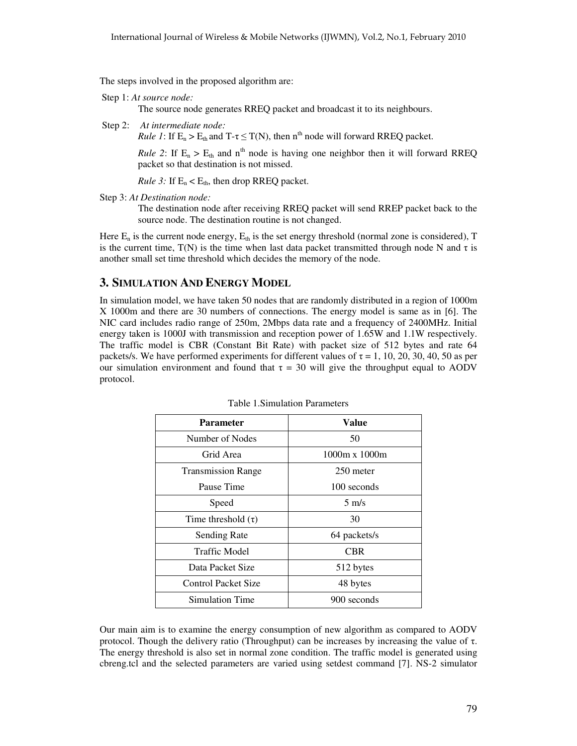The steps involved in the proposed algorithm are:

Step 1: *At source node:*

The source node generates RREQ packet and broadcast it to its neighbours.

Step 2: *At intermediate node:*

*Rule 1*: If $E_n > E_{th}$ and $T-\tau \leq T(N)$, then $n^{th}$ node will forward RREQ packet.

*Rule 2*: If $E_n > E_{th}$ and $n^{th}$ node is having one neighbor then it will forward RREQ packet so that destination is not missed.

*Rule 3:* If $E_n < E_{th}$, then drop RREQ packet.

Step 3: *At Destination node:*

The destination node after receiving RREQ packet will send RREP packet back to the source node. The destination routine is not changed.

Here $E_n$ is the current node energy, $E_{th}$ is the set energy threshold (normal zone is considered), T is the current time, T(N) is the time when last data packet transmitted through node N and $\tau$ is another small set time threshold which decides the memory of the node.

## 3. Simulation And Energy Model

In simulation model, we have taken 50 nodes that are randomly distributed in a region of 1000m X 1000m and there are 30 numbers of connections. The energy model is same as in [6]. The NIC card includes radio range of 250m, 2Mbps data rate and a frequency of 2400MHz. Initial energy taken is 1000J with transmission and reception power of 1.65W and 1.1W respectively. The traffic model is CBR (Constant Bit Rate) with packet size of 512 bytes and rate 64 packets/s. We have performed experiments for different values of $\tau$ = 1, 10, 20, 30, 40, 50 as per our simulation environment and found that $\tau$ = 30 will give the throughput equal to AODV protocol.

Table 1.Simulation Parameters

| Parameter | Value |
|---|---|
| Number of Nodes | 50 |
| Grid Area | 1000m x 1000m |
| Transmission Range | 250 meter |
| Pause Time | 100 seconds |
| Speed | 5 m/s |
| Time threshold ($\tau$) | 30 |
| Sending Rate | 64 packets/s |
| Traffic Model | CBR |
| Data Packet Size | 512 bytes |
| Control Packet Size | 48 bytes |
| Simulation Time | 900 seconds |

Our main aim is to examine the energy consumption of new algorithm as compared to AODV protocol. Though the delivery ratio (Throughput) can be increases by increasing the value of $\tau$. The energy threshold is also set in normal zone condition. The traffic model is generated using cbreng.tcl and the selected parameters are varied using setdest command [7]. NS-2 simulator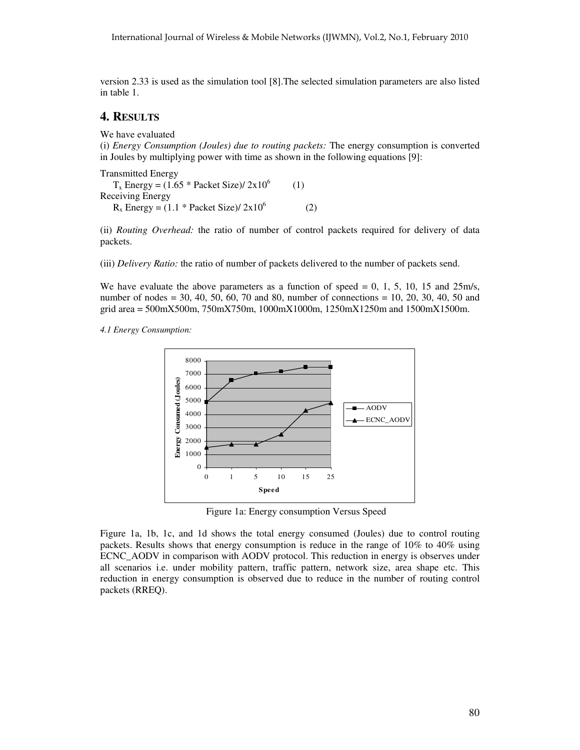version 2.33 is used as the simulation tool [8].The selected simulation parameters are also listed in table 1.

## 4. RESULTS

We have evaluated

(i) *Energy Consumption (Joules) due to routing packets:* The energy consumption is converted in Joules by multiplying power with time as shown in the following equations [9]:

Transmitted Energy

$$T_x \text{ Energy} = (1.65 * \text{Packet Size})/ 2\text{x}10^6 \quad (1)$$

Receiving Energy

$$R_x \text{ Energy} = (1.1 * \text{Packet Size})/ 2\text{x}10^6 \quad (2)$$

(ii) *Routing Overhead:* the ratio of number of control packets required for delivery of data packets.

(iii) *Delivery Ratio:* the ratio of number of packets delivered to the number of packets send.

We have evaluate the above parameters as a function of speed = 0, 1, 5, 10, 15 and 25m/s, number of nodes = 30, 40, 50, 60, 70 and 80, number of connections = 10, 20, 30, 40, 50 and grid area = 500mX500m, 750mX750m, 1000mX1000m, 1250mX1250m and 1500mX1500m.

*4.1 Energy Consumption:*

Figure 1a: Energy consumption Versus Speed

Figure 1a, 1b, 1c, and 1d shows the total energy consumed (Joules) due to control routing packets. Results shows that energy consumption is reduce in the range of 10% to 40% using ECNC_AODV in comparison with AODV protocol. This reduction in energy is observes under all scenarios i.e. under mobility pattern, traffic pattern, network size, area shape etc. This reduction in energy consumption is observed due to reduce in the number of routing control packets (RREQ).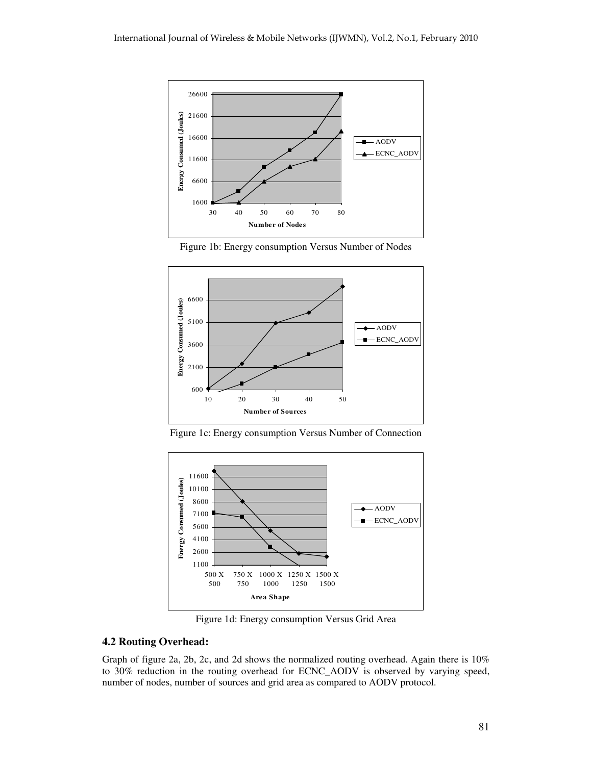Figure 1b: Energy consumption Versus Number of Nodes

Figure 1c: Energy consumption Versus Number of Connection

Figure 1d: Energy consumption Versus Grid Area

### 4.2 Routing Overhead:

Graph of figure 2a, 2b, 2c, and 2d shows the normalized routing overhead. Again there is 10% to 30% reduction in the routing overhead for ECNC_AODV is observed by varying speed, number of nodes, number of sources and grid area as compared to AODV protocol.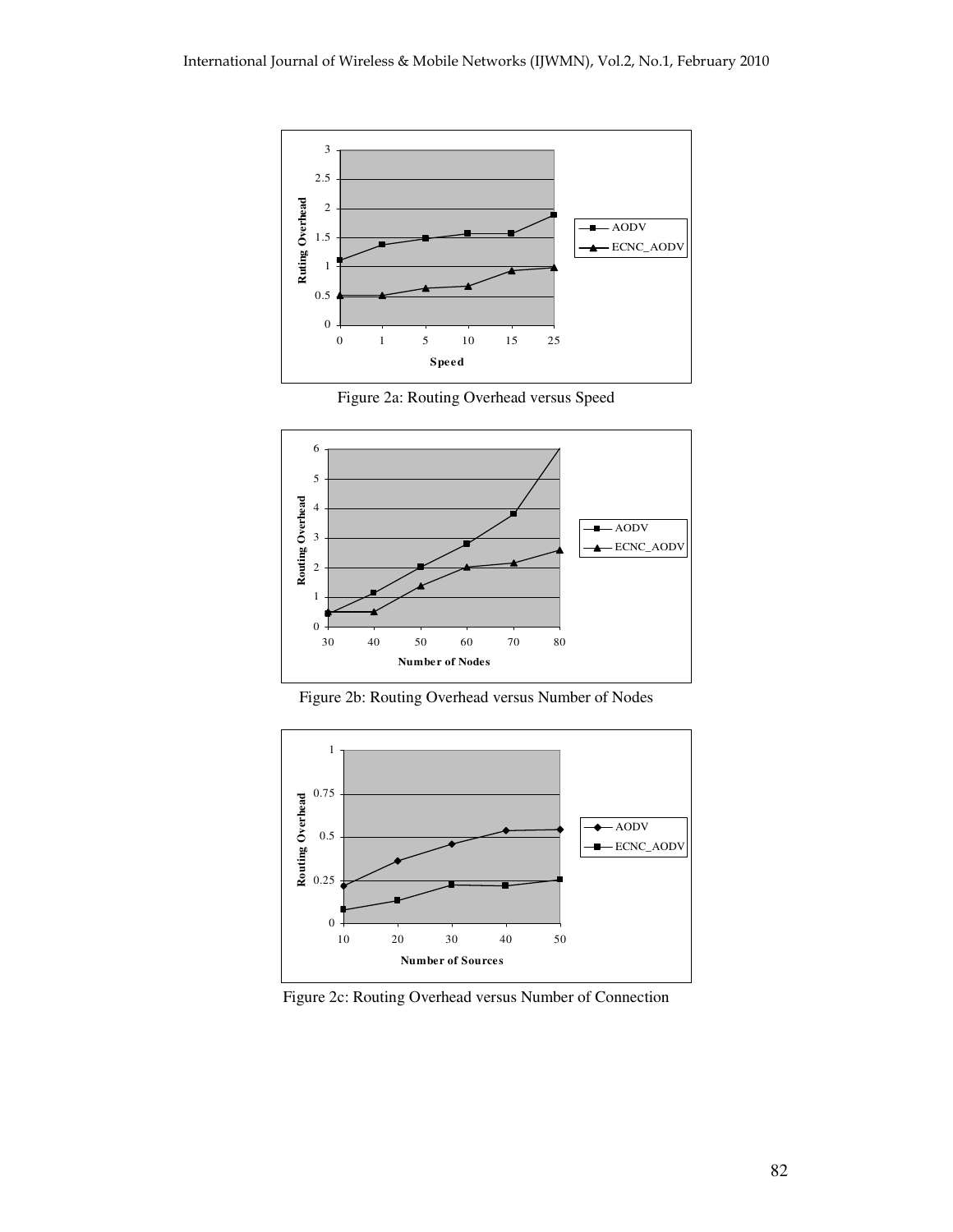Figure 2a: Routing Overhead versus Speed

Figure 2b: Routing Overhead versus Number of Nodes

Figure 2c: Routing Overhead versus Number of Connection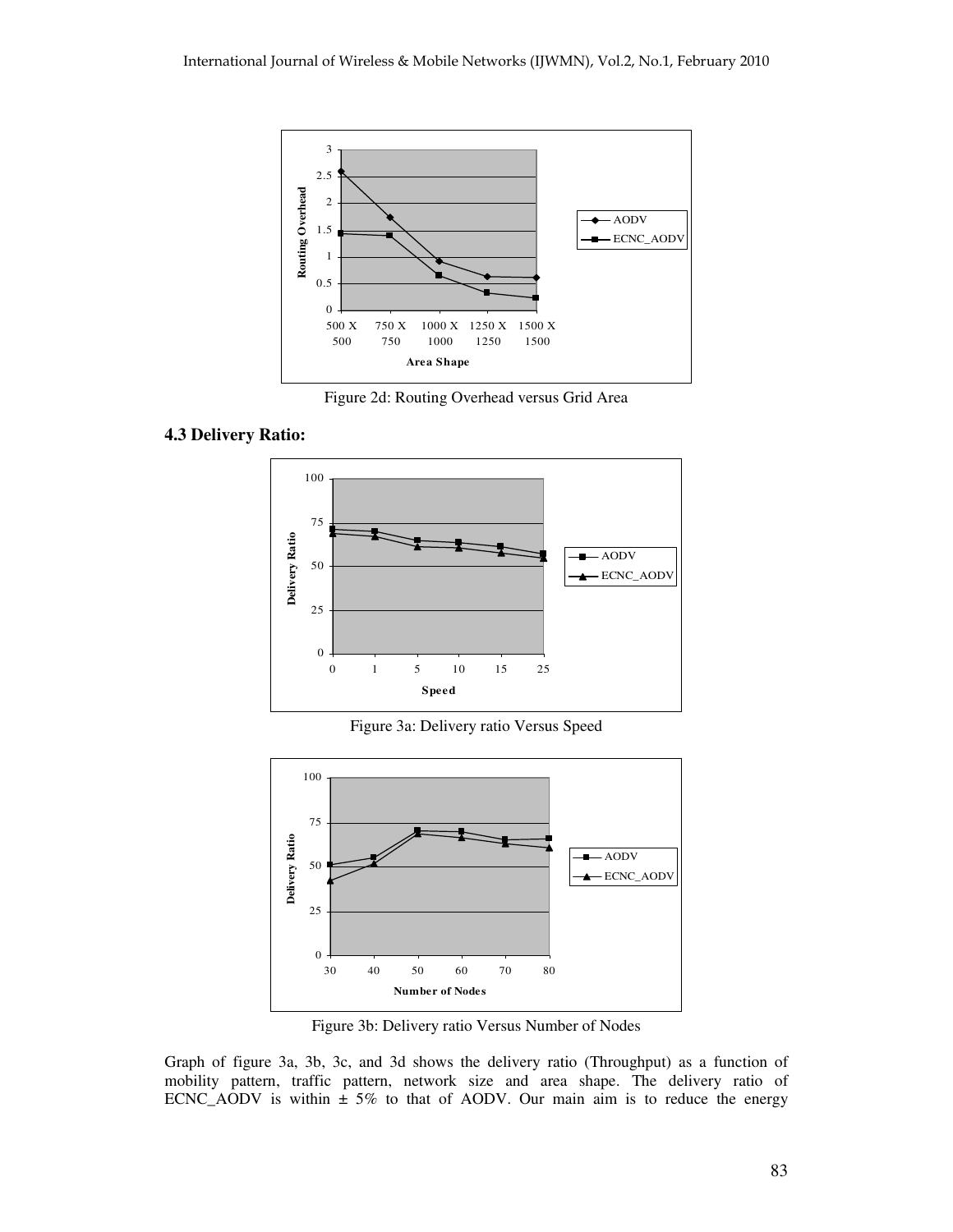Figure 2d: Routing Overhead versus Grid Area

### 4.3 Delivery Ratio:

Figure 3a: Delivery ratio Versus Speed

Figure 3b: Delivery ratio Versus Number of Nodes

Graph of figure 3a, 3b, 3c, and 3d shows the delivery ratio (Throughput) as a function of mobility pattern, traffic pattern, network size and area shape. The delivery ratio of ECNC_AODV is within ± 5% to that of AODV. Our main aim is to reduce the energy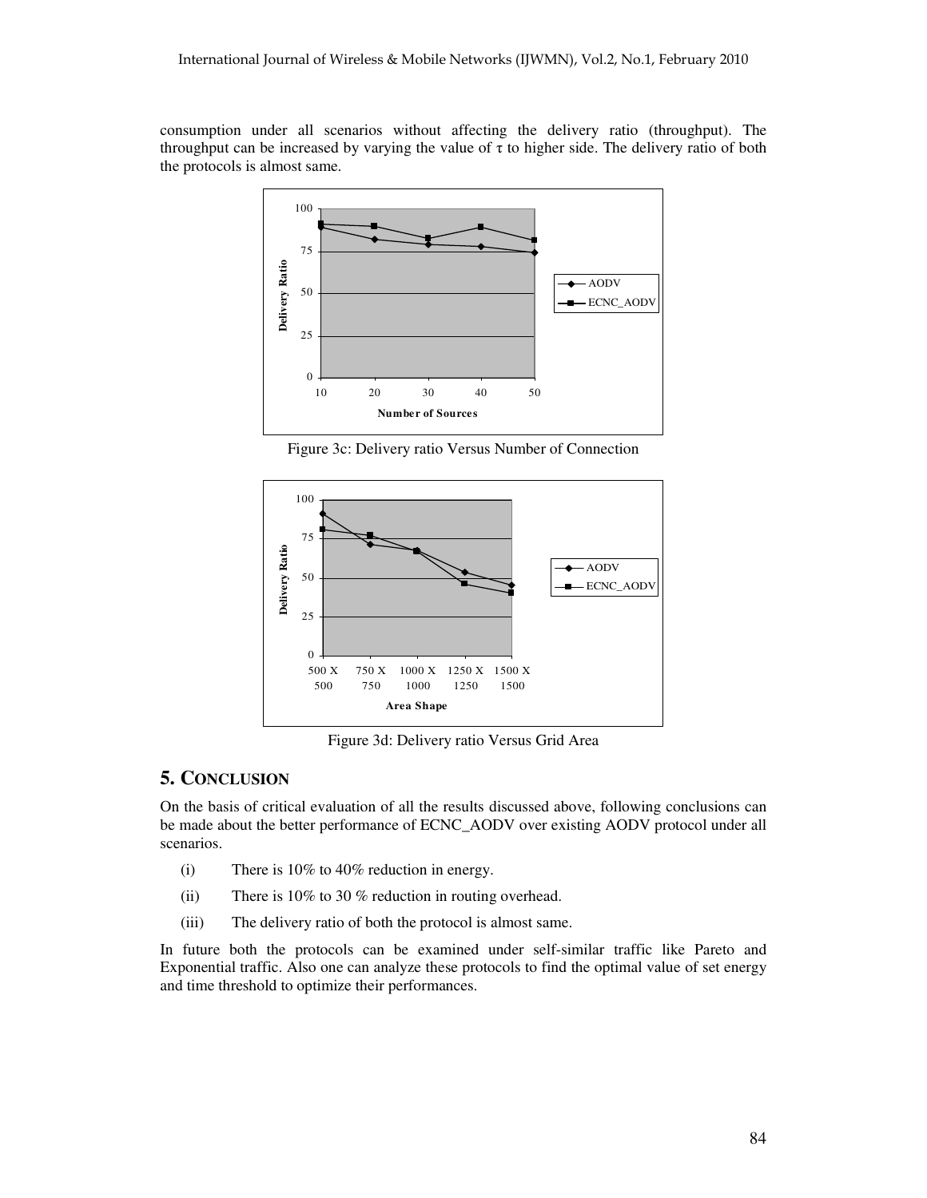consumption under all scenarios without affecting the delivery ratio (throughput). The throughput can be increased by varying the value of τ to higher side. The delivery ratio of both the protocols is almost same.

Figure 3c: Delivery ratio Versus Number of Connection

Figure 3d: Delivery ratio Versus Grid Area

## 5. CONCLUSION

On the basis of critical evaluation of all the results discussed above, following conclusions can be made about the better performance of ECNC_AODV over existing AODV protocol under all scenarios.

(i) There is 10% to 40% reduction in energy.

(ii) There is 10% to 30 % reduction in routing overhead.

(iii) The delivery ratio of both the protocol is almost same.

In future both the protocols can be examined under self-similar traffic like Pareto and Exponential traffic. Also one can analyze these protocols to find the optimal value of set energy and time threshold to optimize their performances.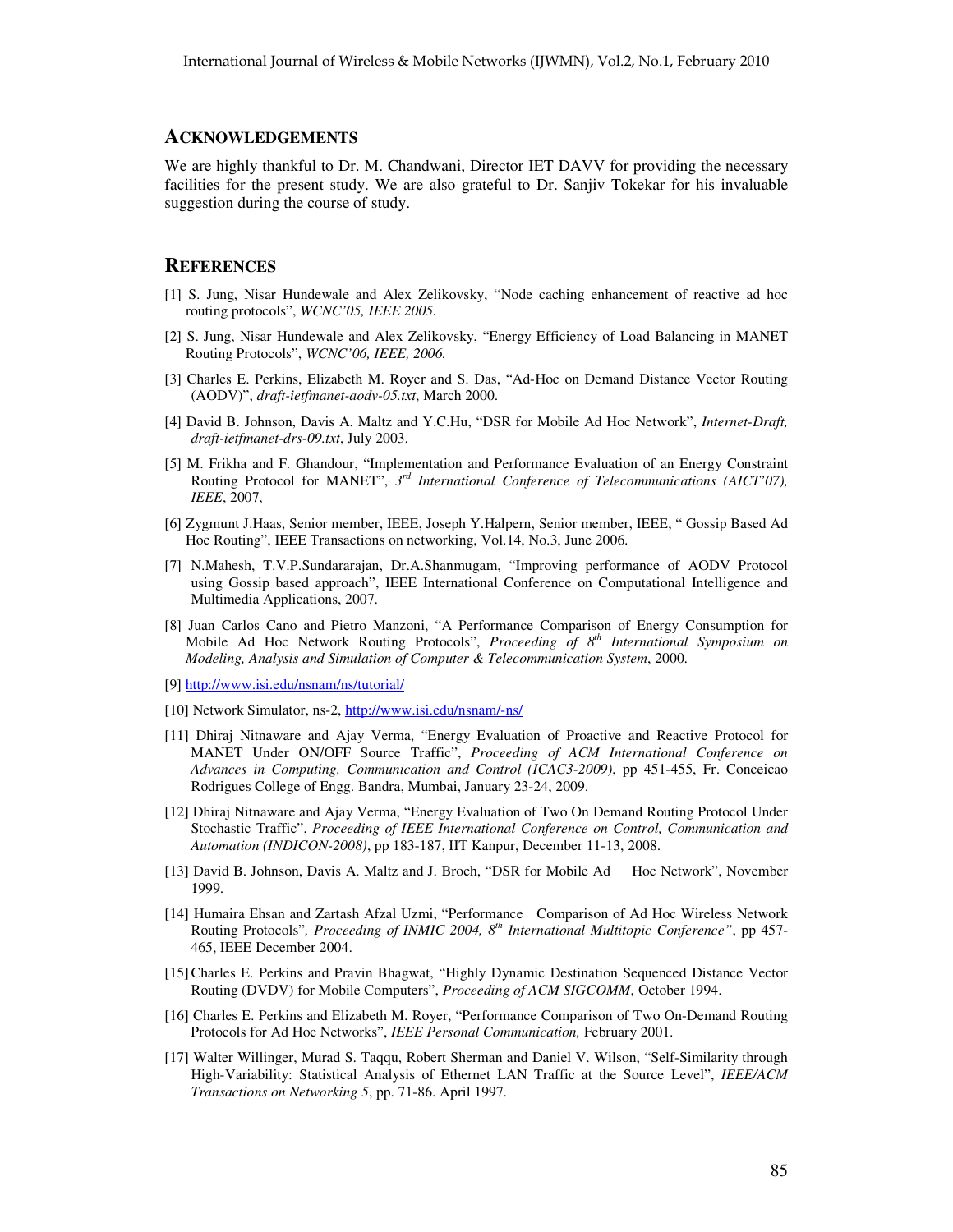## ACKNOWLEDGEMENTS

We are highly thankful to Dr. M. Chandwani, Director IET DAVV for providing the necessary facilities for the present study. We are also grateful to Dr. Sanjiv Tokekar for his invaluable suggestion during the course of study.

## REFERENCES

[1] S. Jung, Nisar Hundewale and Alex Zelikovsky, "Node caching enhancement of reactive ad hoc routing protocols", *WCNC'05, IEEE 2005.*

[2] S. Jung, Nisar Hundewale and Alex Zelikovsky, "Energy Efficiency of Load Balancing in MANET Routing Protocols", *WCNC'06, IEEE, 2006.*

[3] Charles E. Perkins, Elizabeth M. Royer and S. Das, "Ad-Hoc on Demand Distance Vector Routing (AODV)", *draft-ietfmanet-aodv-05.txt*, March 2000.

[4] David B. Johnson, Davis A. Maltz and Y.C.Hu, "DSR for Mobile Ad Hoc Network", *Internet-Draft, draft-ietfmanet-drs-09.txt*, July 2003.

[5] M. Frikha and F. Ghandour, "Implementation and Performance Evaluation of an Energy Constraint Routing Protocol for MANET", *3rd International Conference of Telecommunications (AICT'07), IEEE*, 2007,

[6] Zygmunt J.Haas, Senior member, IEEE, Joseph Y.Halpern, Senior member, IEEE, " Gossip Based Ad Hoc Routing", IEEE Transactions on networking, Vol.14, No.3, June 2006.

[7] N.Mahesh, T.V.P.Sundararajan, Dr.A.Shanmugam, "Improving performance of AODV Protocol using Gossip based approach", IEEE International Conference on Computational Intelligence and Multimedia Applications, 2007.

[8] Juan Carlos Cano and Pietro Manzoni, "A Performance Comparison of Energy Consumption for Mobile Ad Hoc Network Routing Protocols", *Proceeding of 8th International Symposium on Modeling, Analysis and Simulation of Computer & Telecommunication System*, 2000.

[9] http://www.isi.edu/nsnam/ns/tutorial/

[10] Network Simulator, ns-2, http://www.isi.edu/nsnam/-ns/

[11] Dhiraj Nitnaware and Ajay Verma, "Energy Evaluation of Proactive and Reactive Protocol for MANET Under ON/OFF Source Traffic", *Proceeding of ACM International Conference on Advances in Computing, Communication and Control (ICAC3-2009)*, pp 451-455, Fr. Conceicao Rodrigues College of Engg. Bandra, Mumbai, January 23-24, 2009.

[12] Dhiraj Nitnaware and Ajay Verma, "Energy Evaluation of Two On Demand Routing Protocol Under Stochastic Traffic", *Proceeding of IEEE International Conference on Control, Communication and Automation (INDICON-2008)*, pp 183-187, IIT Kanpur, December 11-13, 2008.

[13] David B. Johnson, Davis A. Maltz and J. Broch, "DSR for Mobile Ad Hoc Network", November 1999.

[14] Humaira Ehsan and Zartash Afzal Uzmi, "Performance Comparison of Ad Hoc Wireless Network Routing Protocols", *Proceeding of INMIC 2004, 8th International Multitopic Conference"*, pp 457-465, IEEE December 2004.

[15] Charles E. Perkins and Pravin Bhagwat, "Highly Dynamic Destination Sequenced Distance Vector Routing (DVDV) for Mobile Computers", *Proceeding of ACM SIGCOMM*, October 1994.

[16] Charles E. Perkins and Elizabeth M. Royer, "Performance Comparison of Two On-Demand Routing Protocols for Ad Hoc Networks", *IEEE Personal Communication,* February 2001.

[17] Walter Willinger, Murad S. Taqqu, Robert Sherman and Daniel V. Wilson, "Self-Similarity through High-Variability: Statistical Analysis of Ethernet LAN Traffic at the Source Level", *IEEE/ACM Transactions on Networking 5*, pp. 71-86. April 1997.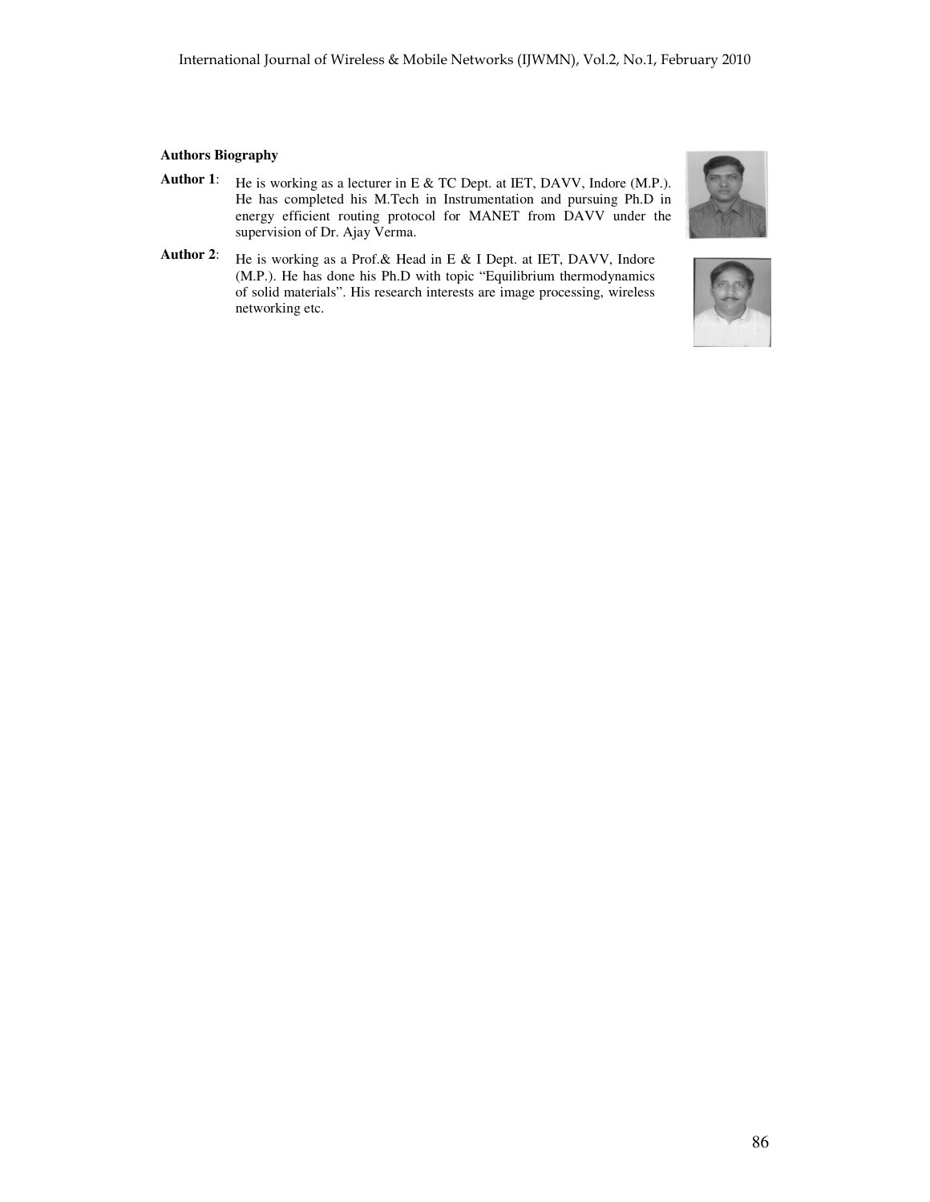**Authors Biography**

**Author 1**: He is working as a lecturer in E & TC Dept. at IET, DAVV, Indore (M.P.). He has completed his M.Tech in Instrumentation and pursuing Ph.D in energy efficient routing protocol for MANET from DAVV under the supervision of Dr. Ajay Verma.

**Author 2**: He is working as a Prof.& Head in E & I Dept. at IET, DAVV, Indore (M.P.). He has done his Ph.D with topic "Equilibrium thermodynamics of solid materials". His research interests are image processing, wireless networking etc.